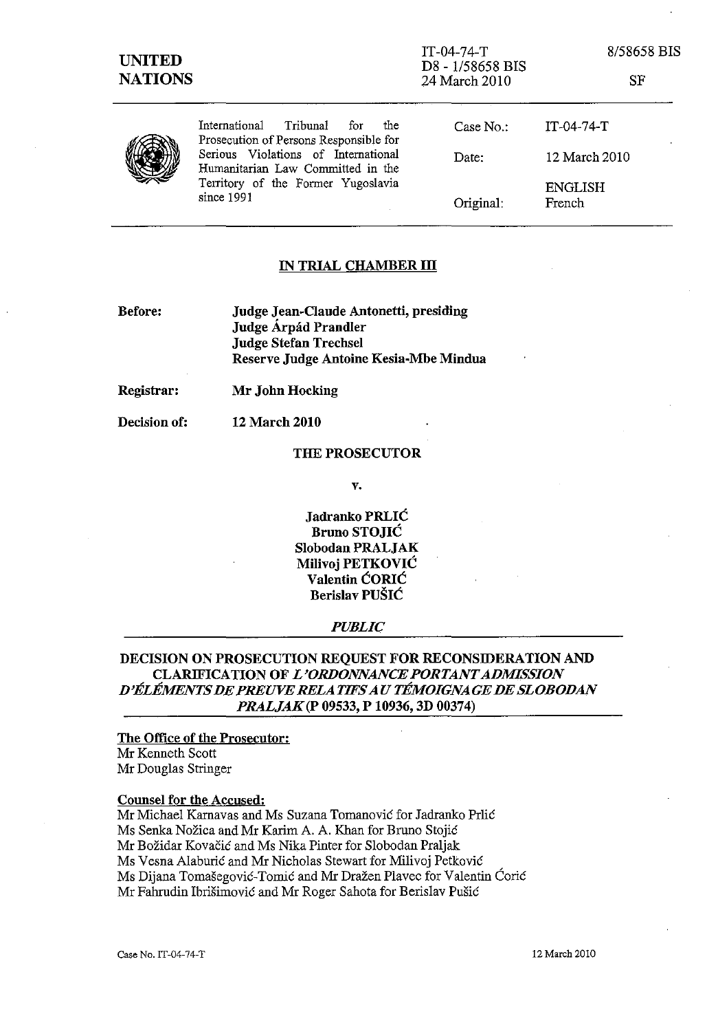**UNITED NATIONS**

IT-04-74-T
D8 - 1/58658 BIS
24 March 2010

8/58658 BIS

SF

| International Tribunal for the Prosecution of Persons Responsible for Serious Violations of International Humanitarian Law Committed in the Territory of the Former Yugoslavia since 1991 | Case No.: | IT-04-74-T |
|---|---|---|
| | Date: | 12 March 2010 |
| | | ENGLISH |
| | Original: | French |

## IN TRIAL CHAMBER III

**Before:** **Judge Jean-Claude Antonetti, presiding**
**Judge Árpád Prandler**
**Judge Stefan Trechsel**
**Reserve Judge Antoine Kesia-Mbe Mindua**

**Registrar:** **Mr John Hocking**

**Decision of:** **12 March 2010**

**THE PROSECUTOR**

**v.**

**Jadranko PRLIĆ**
**Bruno STOJIĆ**
**Slobodan PRALJAK**
**Milivoj PETKOVIĆ**
**Valentin ĆORIĆ**
**Berislav PUŠIĆ**

***PUBLIC***

## DECISION ON PROSECUTION REQUEST FOR RECONSIDERATION AND CLARIFICATION OF *L'ORDONNANCE PORTANT ADMISSION D'ÉLÉMENTS DE PREUVE RELATIFS AU TÉMOIGNAGE DE SLOBODAN PRALJAK* (P 09533, P 10936, 3D 00374)

**The Office of the Prosecutor:**
Mr Kenneth Scott
Mr Douglas Stringer

**Counsel for the Accused:**
Mr Michael Karnavas and Ms Suzana Tomanović for Jadranko Prlić
Ms Senka Nožica and Mr Karim A. A. Khan for Bruno Stojić
Mr Božidar Kovačić and Ms Nika Pinter for Slobodan Praljak
Ms Vesna Alaburić and Mr Nicholas Stewart for Milivoj Petković
Ms Dijana Tomašegović-Tomić and Mr Dražen Plavec for Valentin Ćorić
Mr Fahrudin Ibrišimović and Mr Roger Sahota for Berislav Pušić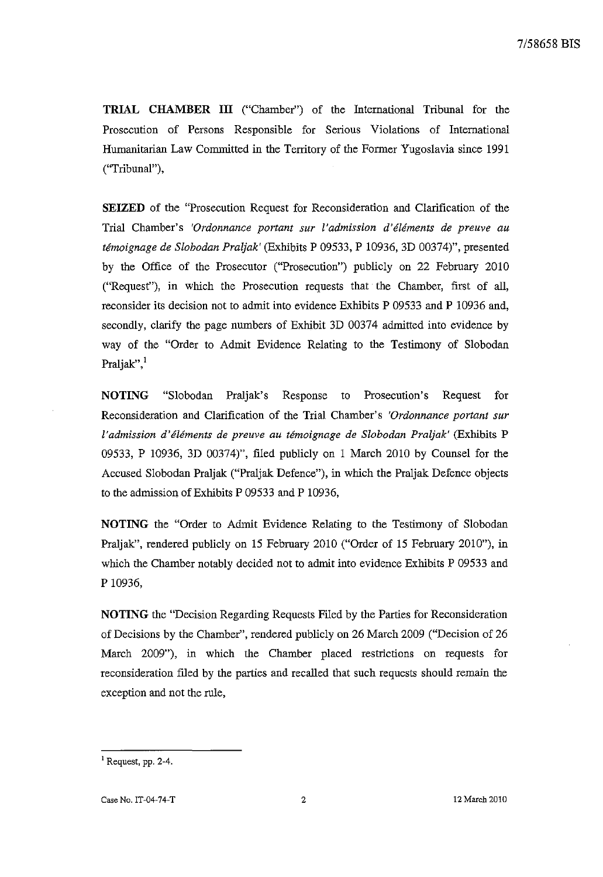**TRIAL CHAMBER III** ("Chamber") of the International Tribunal for the Prosecution of Persons Responsible for Serious Violations of International Humanitarian Law Committed in the Territory of the Former Yugoslavia since 1991 ("Tribunal"),

**SEIZED** of the "Prosecution Request for Reconsideration and Clarification of the Trial Chamber's *'Ordonnance portant sur l'admission d'éléments de preuve au témoignage de Slobodan Praljak'* (Exhibits P 09533, P 10936, 3D 00374)", presented by the Office of the Prosecutor ("Prosecution") publicly on 22 February 2010 ("Request"), in which the Prosecution requests that the Chamber, first of all, reconsider its decision not to admit into evidence Exhibits P 09533 and P 10936 and, secondly, clarify the page numbers of Exhibit 3D 00374 admitted into evidence by way of the "Order to Admit Evidence Relating to the Testimony of Slobodan Praljak",[1]

**NOTING** "Slobodan Praljak's Response to Prosecution's Request for Reconsideration and Clarification of the Trial Chamber's *'Ordonnance portant sur l'admission d'éléments de preuve au témoignage de Slobodan Praljak'* (Exhibits P 09533, P 10936, 3D 00374)", filed publicly on 1 March 2010 by Counsel for the Accused Slobodan Praljak ("Praljak Defence"), in which the Praljak Defence objects to the admission of Exhibits P 09533 and P 10936,

**NOTING** the "Order to Admit Evidence Relating to the Testimony of Slobodan Praljak", rendered publicly on 15 February 2010 ("Order of 15 February 2010"), in which the Chamber notably decided not to admit into evidence Exhibits P 09533 and P 10936,

**NOTING** the "Decision Regarding Requests Filed by the Parties for Reconsideration of Decisions by the Chamber", rendered publicly on 26 March 2009 ("Decision of 26 March 2009"), in which the Chamber placed restrictions on requests for reconsideration filed by the parties and recalled that such requests should remain the exception and not the rule,

---

[1] Request, pp. 2-4.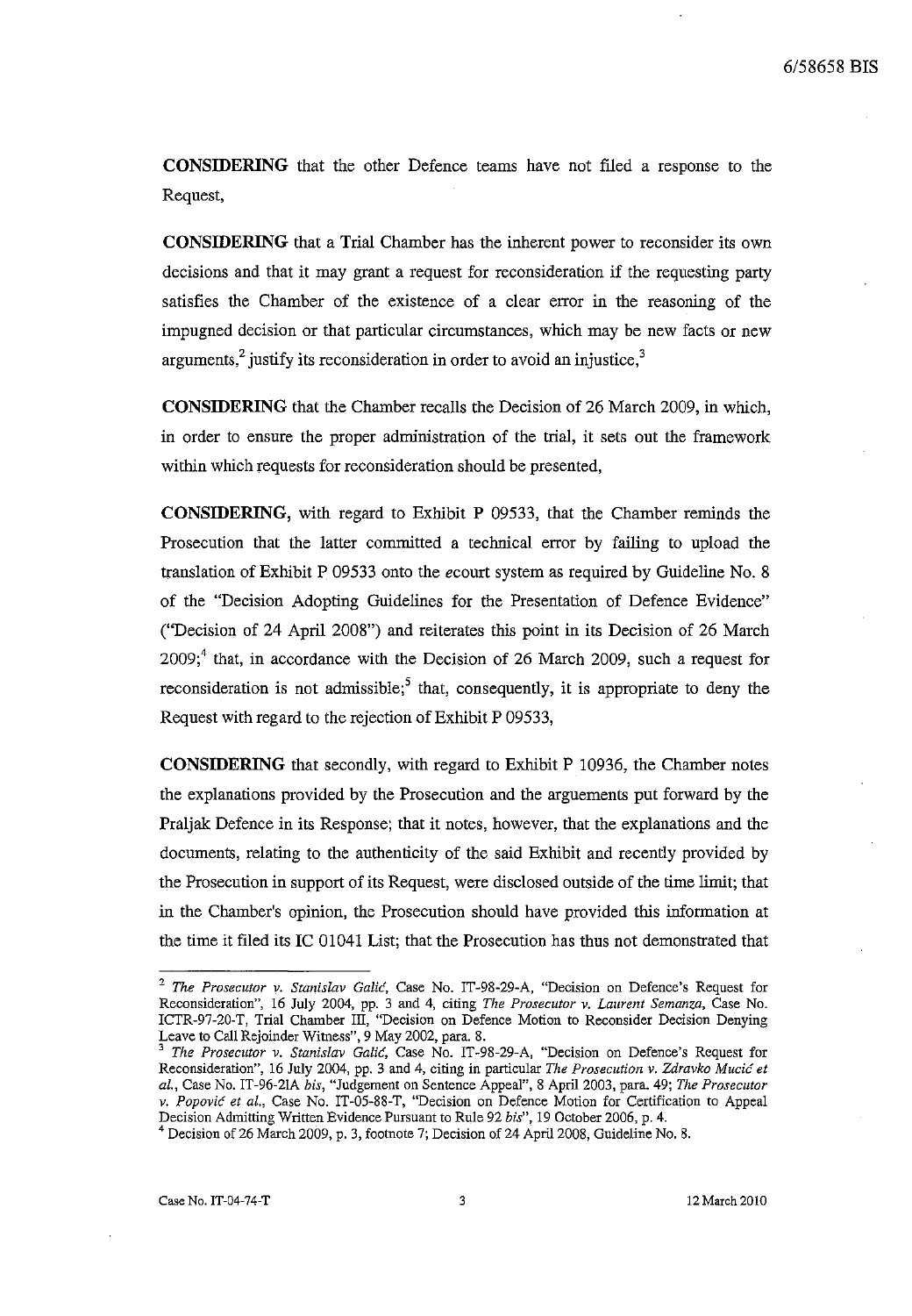**CONSIDERING** that the other Defence teams have not filed a response to the Request,

**CONSIDERING** that a Trial Chamber has the inherent power to reconsider its own decisions and that it may grant a request for reconsideration if the requesting party satisfies the Chamber of the existence of a clear error in the reasoning of the impugned decision or that particular circumstances, which may be new facts or new arguments,[2] justify its reconsideration in order to avoid an injustice,[3]

**CONSIDERING** that the Chamber recalls the Decision of 26 March 2009, in which, in order to ensure the proper administration of the trial, it sets out the framework within which requests for reconsideration should be presented,

**CONSIDERING**, with regard to Exhibit P 09533, that the Chamber reminds the Prosecution that the latter committed a technical error by failing to upload the translation of Exhibit P 09533 onto the ecourt system as required by Guideline No. 8 of the "Decision Adopting Guidelines for the Presentation of Defence Evidence" ("Decision of 24 April 2008") and reiterates this point in its Decision of 26 March 2009;[4] that, in accordance with the Decision of 26 March 2009, such a request for reconsideration is not admissible;[5] that, consequently, it is appropriate to deny the Request with regard to the rejection of Exhibit P 09533,

**CONSIDERING** that secondly, with regard to Exhibit P 10936, the Chamber notes the explanations provided by the Prosecution and the arguements put forward by the Praljak Defence in its Response; that it notes, however, that the explanations and the documents, relating to the authenticity of the said Exhibit and recently provided by the Prosecution in support of its Request, were disclosed outside of the time limit; that in the Chamber's opinion, the Prosecution should have provided this information at the time it filed its IC 01041 List; that the Prosecution has thus not demonstrated that

---

[2] *The Prosecutor v. Stanislav Galić*, Case No. IT-98-29-A, "Decision on Defence's Request for Reconsideration", 16 July 2004, pp. 3 and 4, citing *The Prosecutor v. Laurent Semanza*, Case No. ICTR-97-20-T, Trial Chamber III, "Decision on Defence Motion to Reconsider Decision Denying Leave to Call Rejoinder Witness", 9 May 2002, para. 8.

[3] *The Prosecutor v. Stanislav Galić*, Case No. IT-98-29-A, "Decision on Defence's Request for Reconsideration", 16 July 2004, pp. 3 and 4, citing in particular *The Prosecution v. Zdravko Mucić et al.*, Case No. IT-96-21A *bis*, "Judgement on Sentence Appeal", 8 April 2003, para. 49; *The Prosecutor v. Popović et al.*, Case No. IT-05-88-T, "Decision on Defence Motion for Certification to Appeal Decision Admitting Written Evidence Pursuant to Rule 92 *bis*", 19 October 2006, p. 4.

[4] Decision of 26 March 2009, p. 3, footnote 7; Decision of 24 April 2008, Guideline No. 8.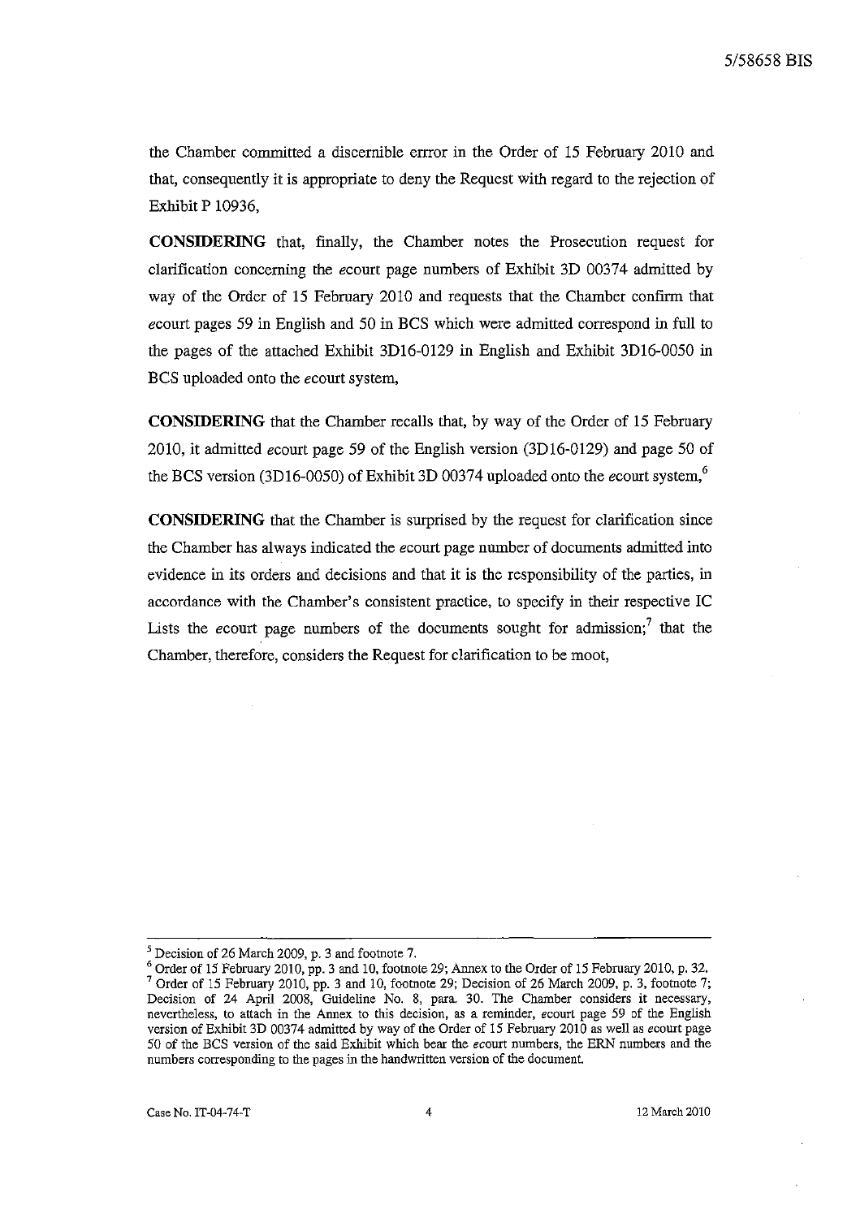the Chamber committed a discernible errror in the Order of 15 February 2010 and that, consequently it is appropriate to deny the Request with regard to the rejection of Exhibit P 10936,

**CONSIDERING** that, finally, the Chamber notes the Prosecution request for clarification concerning the *e*court page numbers of Exhibit 3D 00374 admitted by way of the Order of 15 February 2010 and requests that the Chamber confirm that *e*court pages 59 in English and 50 in BCS which were admitted correspond in full to the pages of the attached Exhibit 3D16-0129 in English and Exhibit 3D16-0050 in BCS uploaded onto the *e*court system,

**CONSIDERING** that the Chamber recalls that, by way of the Order of 15 February 2010, it admitted *e*court page 59 of the English version (3D16-0129) and page 50 of the BCS version (3D16-0050) of Exhibit 3D 00374 uploaded onto the *e*court system,[6]

**CONSIDERING** that the Chamber is surprised by the request for clarification since the Chamber has always indicated the *e*court page number of documents admitted into evidence in its orders and decisions and that it is the responsibility of the parties, in accordance with the Chamber's consistent practice, to specify in their respective IC Lists the *e*court page numbers of the documents sought for admission;[7] that the Chamber, therefore, considers the Request for clarification to be moot,

---

[5] Decision of 26 March 2009, p. 3 and footnote 7.

[6] Order of 15 February 2010, pp. 3 and 10, footnote 29; Annex to the Order of 15 February 2010, p. 32.

[7] Order of 15 February 2010, pp. 3 and 10, footnote 29; Decision of 26 March 2009, p. 3, footnote 7; Decision of 24 April 2008, Guideline No. 8, para. 30. The Chamber considers it necessary, nevertheless, to attach in the Annex to this decision, as a reminder, *e*court page 59 of the English version of Exhibit 3D 00374 admitted by way of the Order of 15 February 2010 as well as *e*court page 50 of the BCS version of the said Exhibit which bear the *e*court numbers, the ERN numbers and the numbers corresponding to the pages in the handwritten version of the document.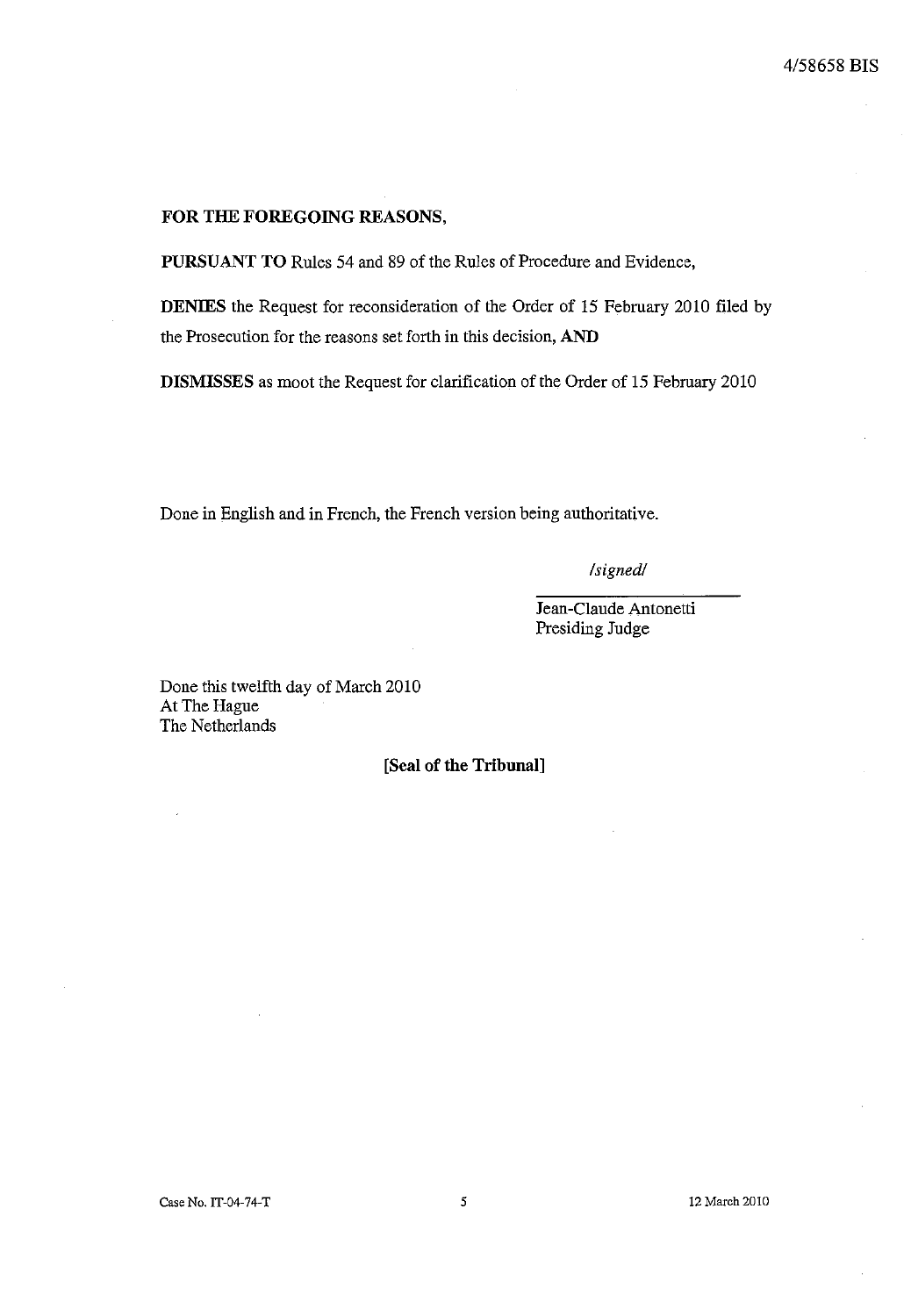**FOR THE FOREGOING REASONS,**

**PURSUANT TO** Rules 54 and 89 of the Rules of Procedure and Evidence,

**DENIES** the Request for reconsideration of the Order of 15 February 2010 filed by the Prosecution for the reasons set forth in this decision, **AND**

**DISMISSES** as moot the Request for clarification of the Order of 15 February 2010

Done in English and in French, the French version being authoritative.

*/signed/*

Jean-Claude Antonetti
Presiding Judge

Done this twelfth day of March 2010
At The Hague
The Netherlands

**[Seal of the Tribunal]**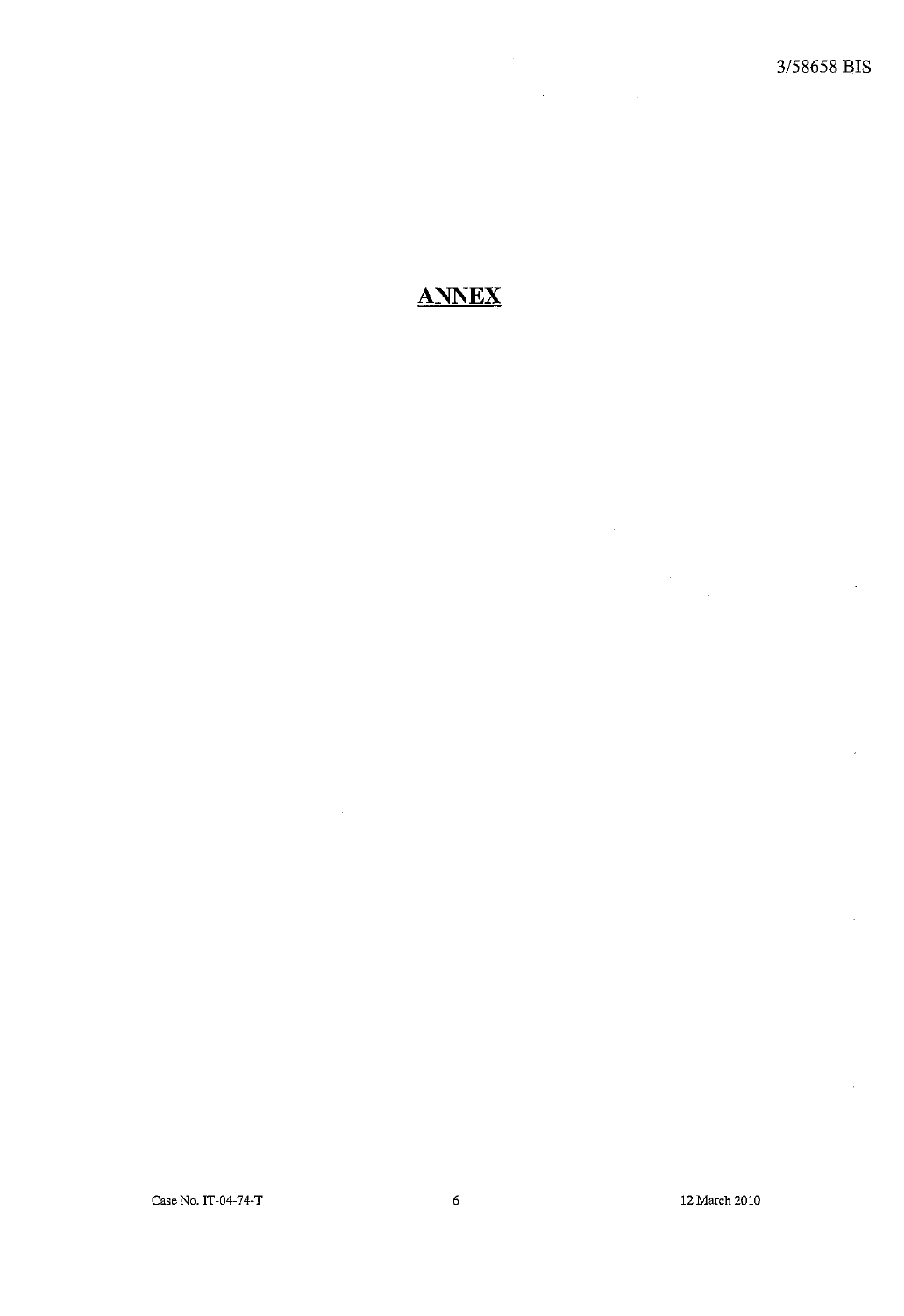# ANNEX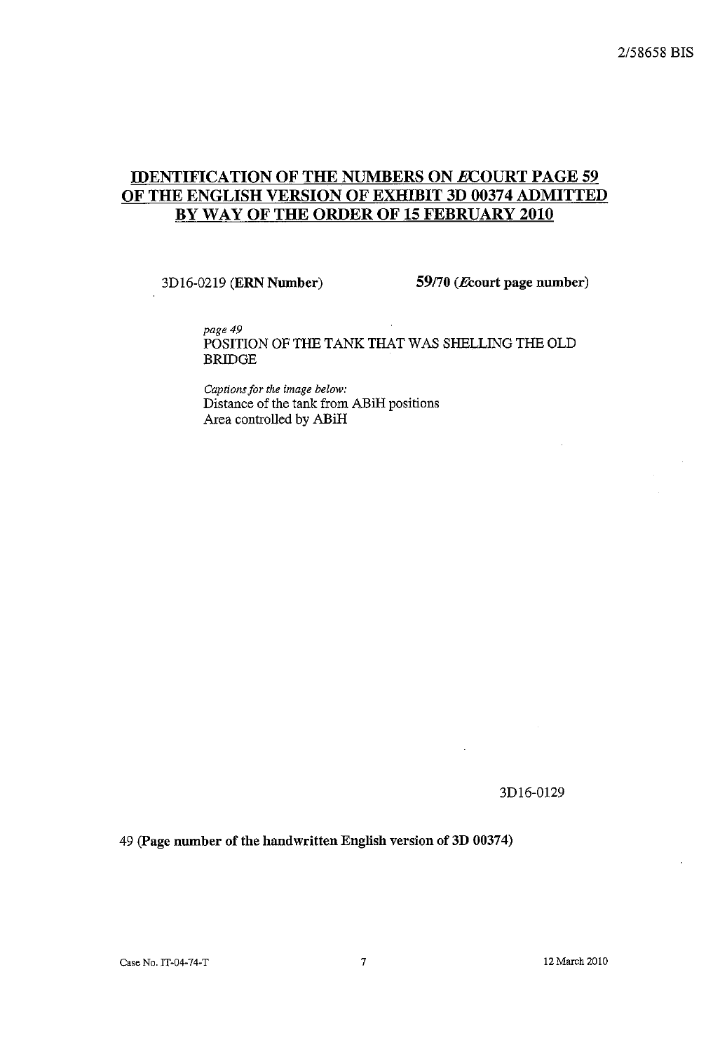## IDENTIFICATION OF THE NUMBERS ON *E*COURT PAGE 59 OF THE ENGLISH VERSION OF EXHIBIT 3D 00374 ADMITTED BY WAY OF THE ORDER OF 15 FEBRUARY 2010

3D16-0219 (**ERN Number**) **59/70 (*E*court page number)**

*page 49*
POSITION OF THE TANK THAT WAS SHELLING THE OLD BRIDGE

*Captions for the image below:*
Distance of the tank from ABiH positions
Area controlled by ABiH

3D16-0129

49 (**Page number of the handwritten English version of 3D 00374**)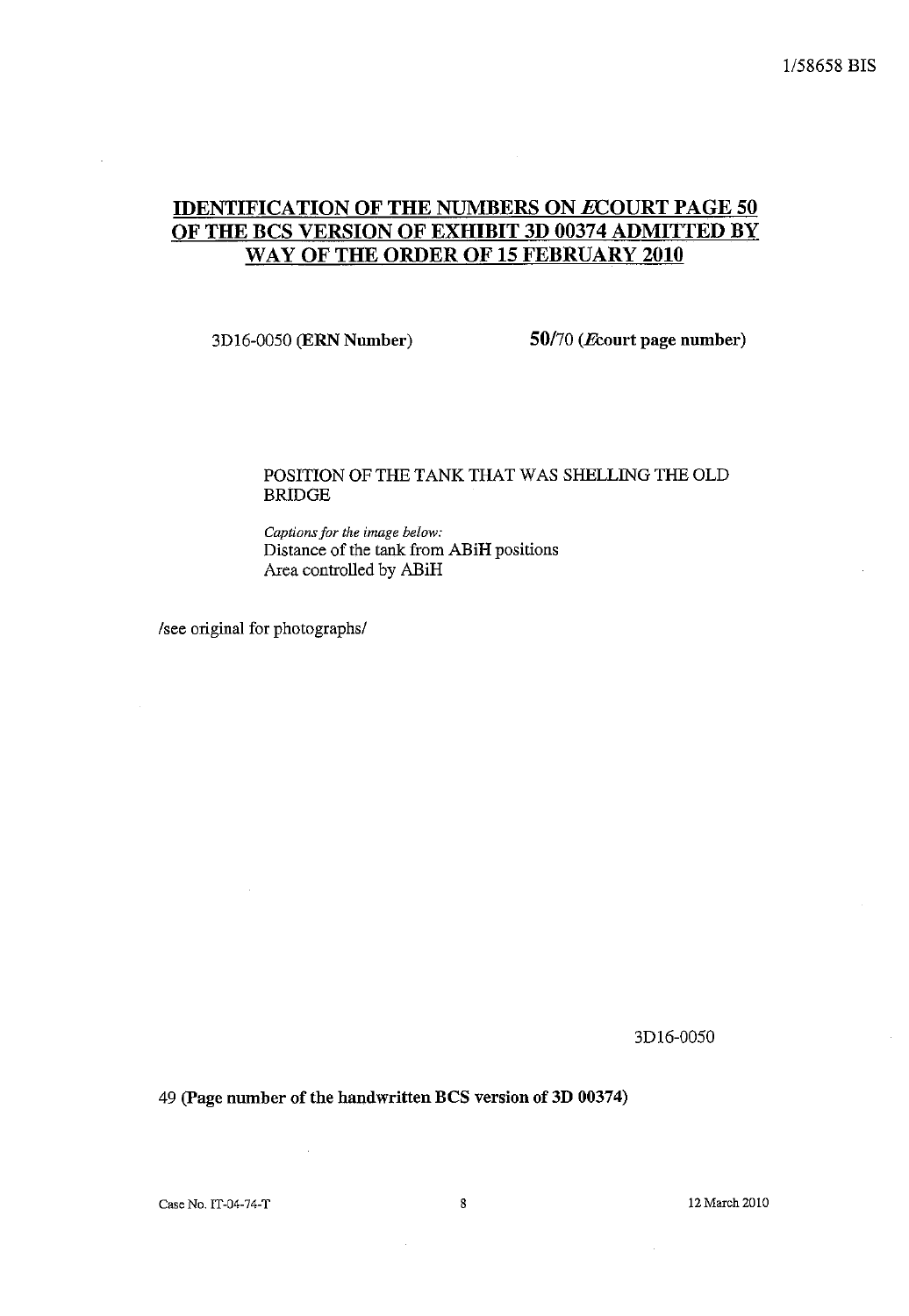## IDENTIFICATION OF THE NUMBERS ON *E*COURT PAGE 50 OF THE BCS VERSION OF EXHIBIT 3D 00374 ADMITTED BY WAY OF THE ORDER OF 15 FEBRUARY 2010

3D16-0050 **(ERN Number)** **50**/70 **(*E*court page number)**

POSITION OF THE TANK THAT WAS SHELLING THE OLD BRIDGE

*Captions for the image below:*
Distance of the tank from ABiH positions
Area controlled by ABiH

/see original for photographs/

3D16-0050

49 **(Page number of the handwritten BCS version of 3D 00374)**